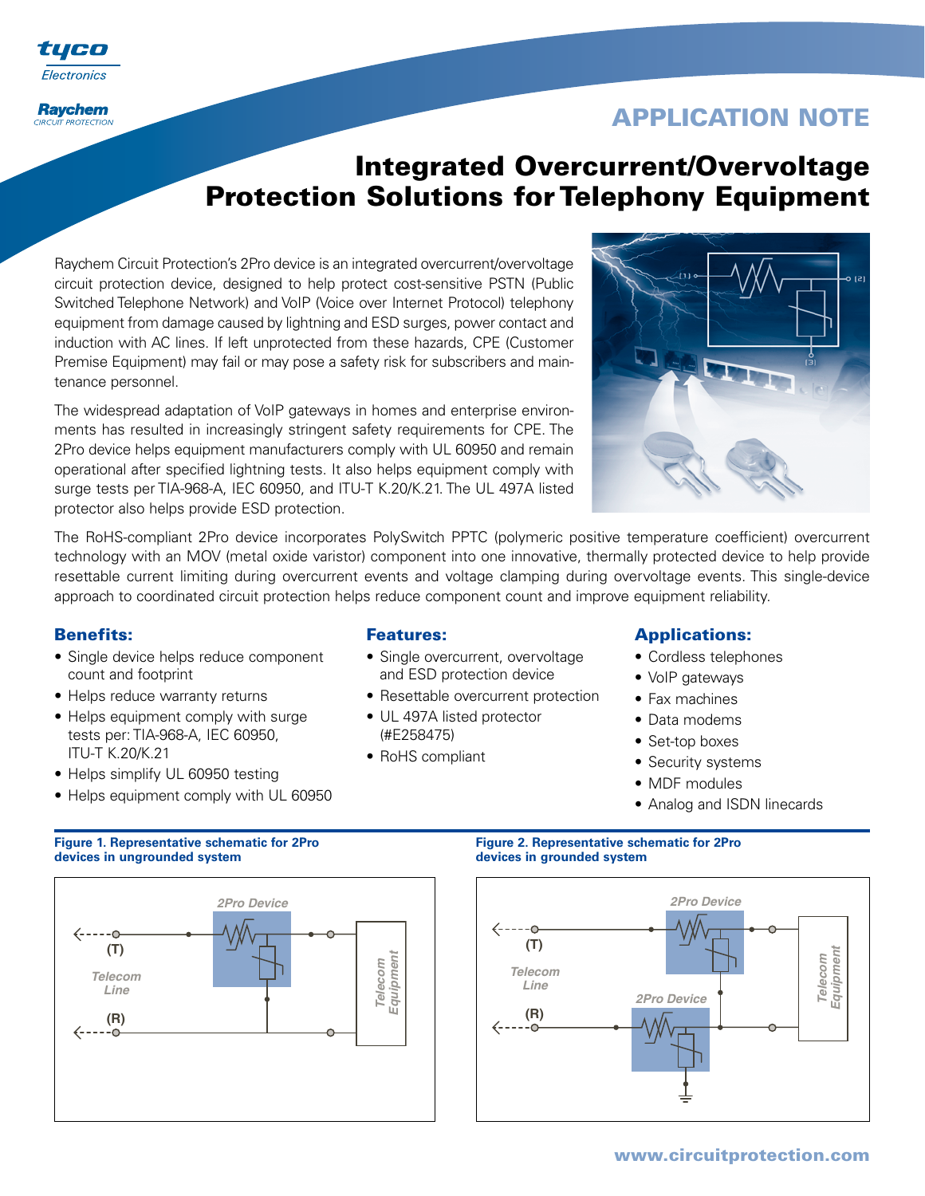# APPLICATION NOTE

# Integrated Overcurrent/Overvoltage Protection Solutions for Telephony Equipment

Raychem Circuit Protection's 2Pro device is an integrated overcurrent/overvoltage circuit protection device, designed to help protect cost-sensitive PSTN (Public Switched Telephone Network) and VoIP (Voice over Internet Protocol) telephony equipment from damage caused by lightning and ESD surges, power contact and induction with AC lines. If left unprotected from these hazards, CPE (Customer Premise Equipment) may fail or may pose a safety risk for subscribers and maintenance personnel.

The widespread adaptation of VoIP gateways in homes and enterprise environments has resulted in increasingly stringent safety requirements for CPE. The 2Pro device helps equipment manufacturers comply with UL 60950 and remain operational after specified lightning tests. It also helps equipment comply with surge tests per TIA-968-A, IEC 60950, and ITU-T K.20/K.21. The UL 497A listed protector also helps provide ESD protection.

The RoHS-compliant 2Pro device incorporates PolySwitch PPTC (polymeric positive temperature coefficient) overcurrent technology with an MOV (metal oxide varistor) component into one innovative, thermally protected device to help provide resettable current limiting during overcurrent events and voltage clamping during overvoltage events. This single-device approach to coordinated circuit protection helps reduce component count and improve equipment reliability.

## Benefits:

- Single device helps reduce component count and footprint
- Helps reduce warranty returns
- Helps equipment comply with surge tests per: TIA-968-A, IEC 60950, ITU-T K.20/K.21
- Helps simplify UL 60950 testing
- Helps equipment comply with UL 60950

## Features:

- Single overcurrent, overvoltage and ESD protection device
- Resettable overcurrent protection
- UL 497A listed protector (#E258475)
- RoHS compliant

## Applications:

- Cordless telephones
- VoIP gateways
- Fax machines
- Data modems
- Set-top boxes
- Security systems
- MDF modules
- Analog and ISDN linecards

**Figure 1. Representative schematic for 2Pro devices in ungrounded system**

**Figure 2. Representative schematic for 2Pro devices in grounded system**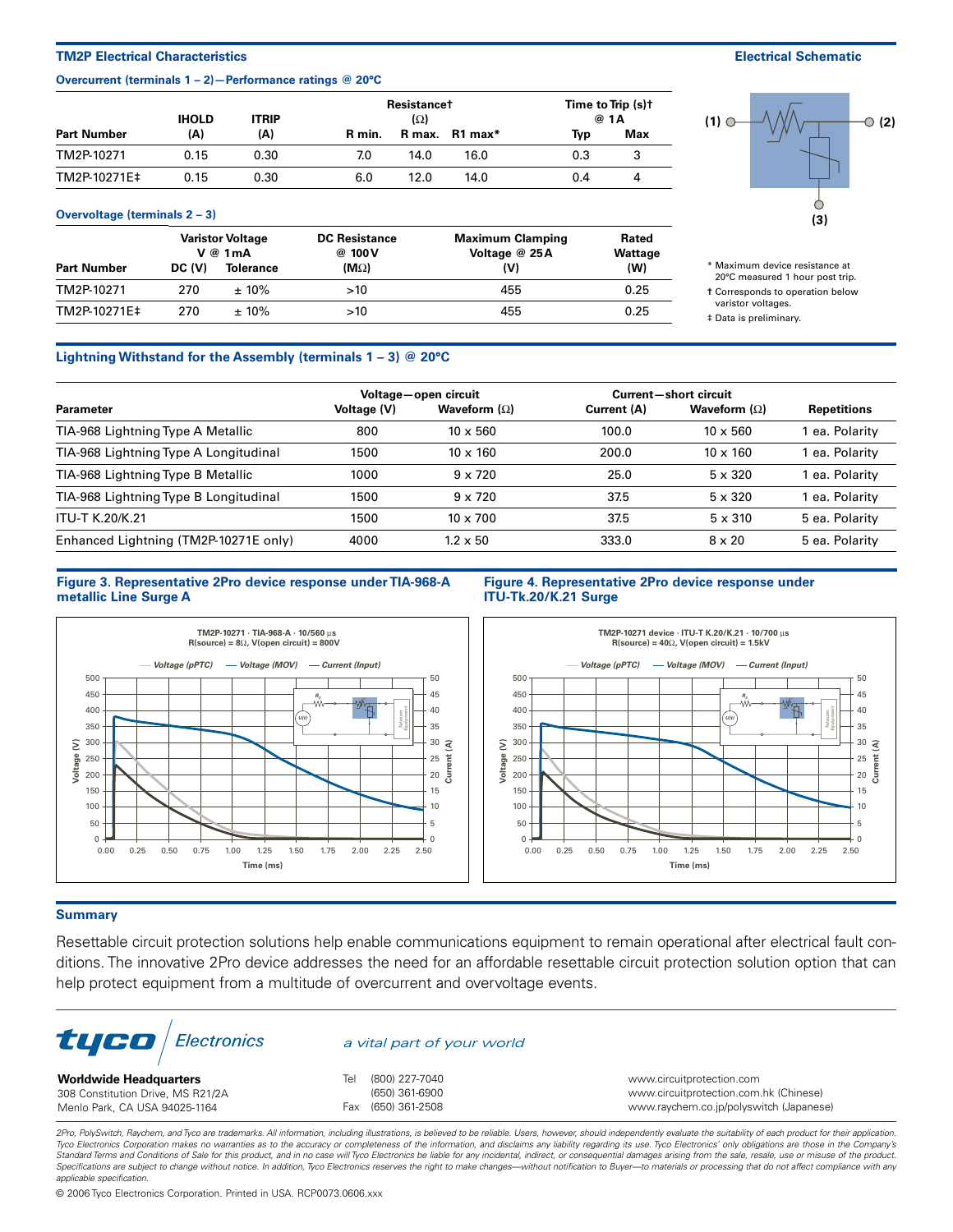## TM2P Electrical Characteristics

### Overcurrent (terminals 1 – 2)—Performance ratings @ 20°C

| Part Number | IHOLD (A) | ITRIP (A) | Resistance† (Ω) R min. | R max. | R1 max* | Time to Trip (s)† @ 1A Typ | Max |
|---|---|---|---|---|---|---|---|
| TM2P-10271 | 0.15 | 0.30 | 7.0 | 14.0 | 16.0 | 0.3 | 3 |
| TM2P-10271E‡ | 0.15 | 0.30 | 6.0 | 12.0 | 14.0 | 0.4 | 4 |

### Overvoltage (terminals 2 – 3)

| Part Number | Varistor Voltage V @ 1mA DC (V) | Tolerance | DC Resistance @ 100V (MΩ) | Maximum Clamping Voltage @ 25A (V) | Rated Wattage (W) |
|---|---|---|---|---|---|
| TM2P-10271 | 270 | ± 10% | >10 | 455 | 0.25 |
| TM2P-10271E‡ | 270 | ± 10% | >10 | 455 | 0.25 |

## Electrical Schematic

(1) (2) (3)

\* Maximum device resistance at 20°C measured 1 hour post trip.
† Corresponds to operation below varistor voltages.
‡ Data is preliminary.

### Lightning Withstand for the Assembly (terminals 1 – 3) @ 20°C

| Parameter | Voltage—open circuit Voltage (V) | Waveform (Ω) | Current—short circuit Current (A) | Waveform (Ω) | Repetitions |
|---|---|---|---|---|---|
| TIA-968 Lightning Type A Metallic | 800 | 10 x 560 | 100.0 | 10 x 560 | 1 ea. Polarity |
| TIA-968 Lightning Type A Longitudinal | 1500 | 10 x 160 | 200.0 | 10 x 160 | 1 ea. Polarity |
| TIA-968 Lightning Type B Metallic | 1000 | 9 x 720 | 25.0 | 5 x 320 | 1 ea. Polarity |
| TIA-968 Lightning Type B Longitudinal | 1500 | 9 x 720 | 37.5 | 5 x 320 | 1 ea. Polarity |
| ITU-T K.20/K.21 | 1500 | 10 x 700 | 37.5 | 5 x 310 | 5 ea. Polarity |
| Enhanced Lightning (TM2P-10271E only) | 4000 | 1.2 x 50 | 333.0 | 8 x 20 | 5 ea. Polarity |

**Figure 3. Representative 2Pro device response under TIA-968-A metallic Line Surge A**

TM2P-10271 · TIA-968-A · 10/560 µs
R(source) = 8Ω, V(open circuit) = 800V

Voltage (pPTC) — Voltage (MOV) — Current (Input)

Voltage (V): 0, 50, 100, 150, 200, 250, 300, 350, 400, 450, 500
Current (A): 0, 5, 10, 15, 20, 25, 30, 35, 40, 45, 50
Time (ms): 0.00, 0.25, 0.50, 0.75, 1.00, 1.25, 1.50, 1.75, 2.00, 2.25, 2.50

**Figure 4. Representative 2Pro device response under ITU-Tk.20/K.21 Surge**

TM2P-10271 device · ITU-T K.20/K.21 · 10/700 µs
R(source) = 40Ω, V(open circuit) = 1.5kV

Voltage (pPTC) — Voltage (MOV) — Current (Input)

Voltage (V): 0, 50, 100, 150, 200, 250, 300, 350, 400, 450, 500
Current (A): 0, 5, 10, 15, 20, 25, 30, 35, 40, 45, 50
Time (ms): 0.00, 0.25, 0.50, 0.75, 1.00, 1.25, 1.50, 1.75, 2.00, 2.25, 2.50

### Summary

Resettable circuit protection solutions help enable communications equipment to remain operational after electrical fault conditions. The innovative 2Pro device addresses the need for an affordable resettable circuit protection solution option that can help protect equipment from a multitude of overcurrent and overvoltage events.

tyco Electronics — *a vital part of your world*

**Worldwide Headquarters**
308 Constitution Drive, MS R21/2A
Menlo Park, CA USA 94025-1164

Tel (800) 227-7040
(650) 361-6900
Fax (650) 361-2508

www.circuitprotection.com
www.circuitprotection.com.hk (Chinese)
www.raychem.co.jp/polyswitch (Japanese)

*2Pro, PolySwitch, Raychem, and Tyco are trademarks. All information, including illustrations, is believed to be reliable. Users, however, should independently evaluate the suitability of each product for their application. Tyco Electronics Corporation makes no warranties as to the accuracy or completeness of the information, and disclaims any liability regarding its use. Tyco Electronics' only obligations are those in the Company's Standard Terms and Conditions of Sale for this product, and in no case will Tyco Electronics be liable for any incidental, indirect, or consequential damages arising from the sale, resale, use or misuse of the product. Specifications are subject to change without notice. In addition, Tyco Electronics reserves the right to make changes—without notification to Buyer—to materials or processing that do not affect compliance with any applicable specification.*

© 2006 Tyco Electronics Corporation. Printed in USA. RCP0073.0606.xxx